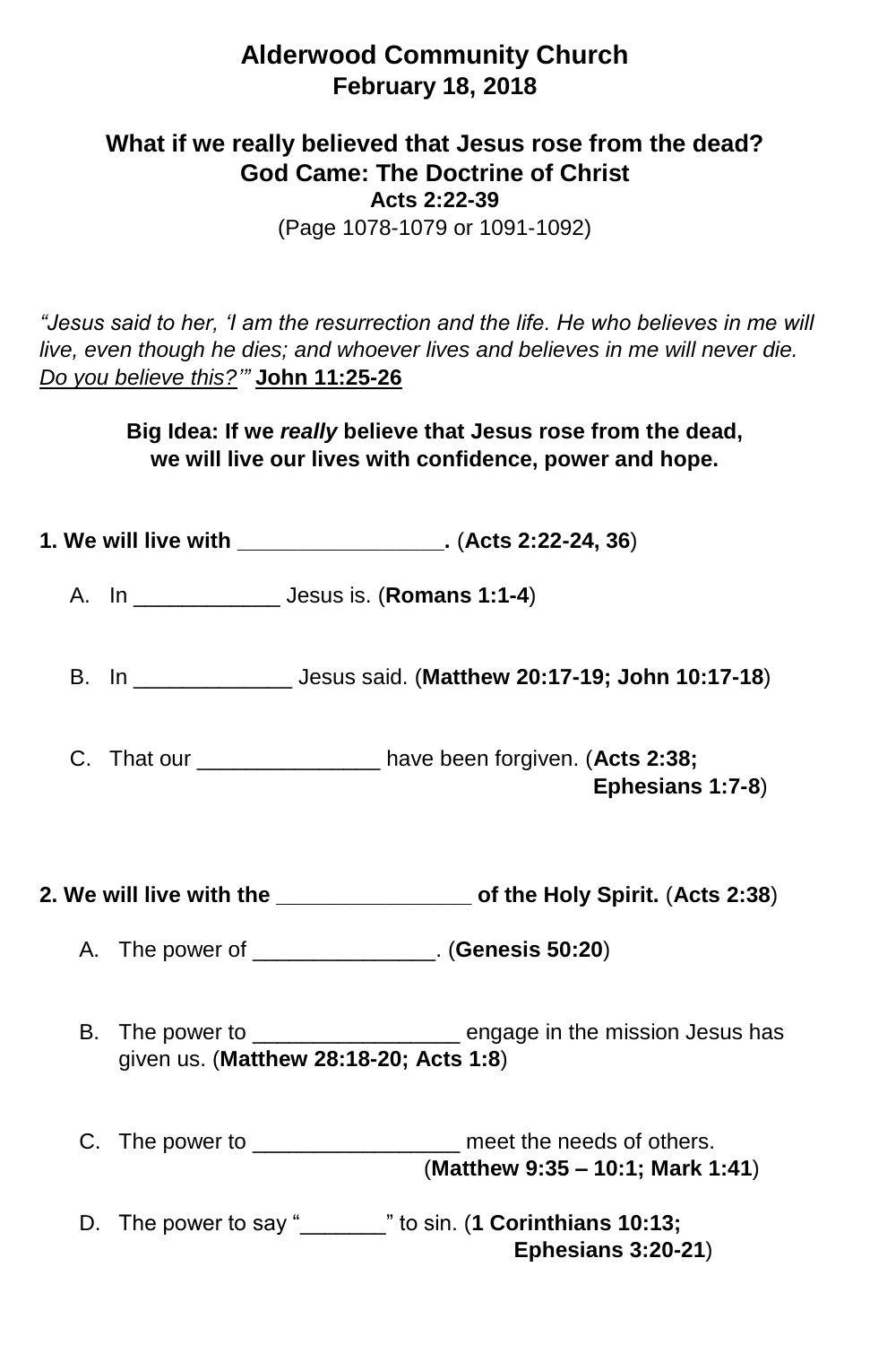# Alderwood Community Church
## February 18, 2018

## What if we really believed that Jesus rose from the dead?
## God Came: The Doctrine of Christ
### Acts 2:22-39
(Page 1078-1079 or 1091-1092)

*"Jesus said to her, 'I am the resurrection and the life. He who believes in me will live, even though he dies; and whoever lives and believes in me will never die. Do you believe this?'"* **John 11:25-26**

**Big Idea: If we *really* believe that Jesus rose from the dead, we will live our lives with confidence, power and hope.**

**1. We will live with ________________.** (**Acts 2:22-24, 36**)

A. In ____________ Jesus is. (**Romans 1:1-4**)

B. In _____________ Jesus said. (**Matthew 20:17-19; John 10:17-18**)

C. That our _______________ have been forgiven. (**Acts 2:38; Ephesians 1:7-8**)

**2. We will live with the ________________ of the Holy Spirit.** (**Acts 2:38**)

A. The power of _______________. (**Genesis 50:20**)

B. The power to _________________ engage in the mission Jesus has given us. (**Matthew 28:18-20; Acts 1:8**)

C. The power to _________________ meet the needs of others. (**Matthew 9:35 – 10:1; Mark 1:41**)

D. The power to say "_______" to sin. (**1 Corinthians 10:13; Ephesians 3:20-21**)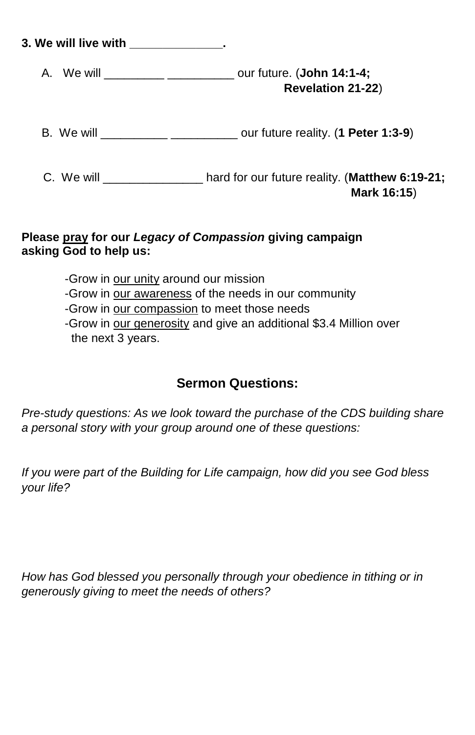**3. We will live with _____________.**

A. We will _________ __________ our future. (**John 14:1-4; Revelation 21-22**)

B. We will __________ __________ our future reality. (**1 Peter 1:3-9**)

C. We will _______________ hard for our future reality. (**Matthew 6:19-21; Mark 16:15**)

**Please <u>pray</u> for our *Legacy of Compassion* giving campaign asking God to help us:**

- -Grow in <u>our unity</u> around our mission
- -Grow in <u>our awareness</u> of the needs in our community
- -Grow in <u>our compassion</u> to meet those needs
- -Grow in <u>our generosity</u> and give an additional $3.4 Million over the next 3 years.

## Sermon Questions:

*Pre-study questions: As we look toward the purchase of the CDS building share a personal story with your group around one of these questions:*

*If you were part of the Building for Life campaign, how did you see God bless your life?*

*How has God blessed you personally through your obedience in tithing or in generously giving to meet the needs of others?*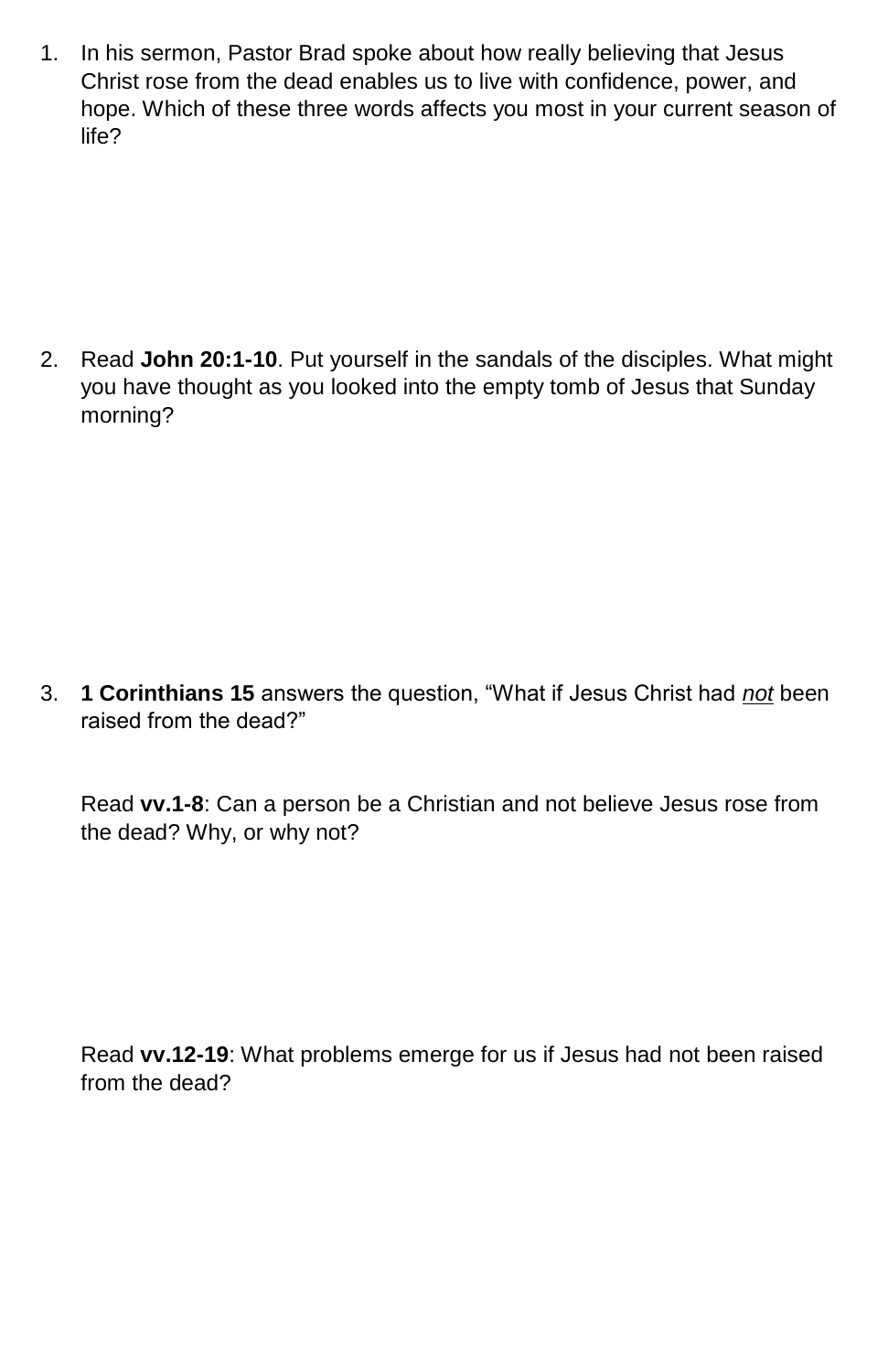1. In his sermon, Pastor Brad spoke about how really believing that Jesus Christ rose from the dead enables us to live with confidence, power, and hope. Which of these three words affects you most in your current season of life?

2. Read **John 20:1-10**. Put yourself in the sandals of the disciples. What might you have thought as you looked into the empty tomb of Jesus that Sunday morning?

3. **1 Corinthians 15** answers the question, "What if Jesus Christ had *not* been raised from the dead?"

   Read **vv.1-8**: Can a person be a Christian and not believe Jesus rose from the dead? Why, or why not?

   Read **vv.12-19**: What problems emerge for us if Jesus had not been raised from the dead?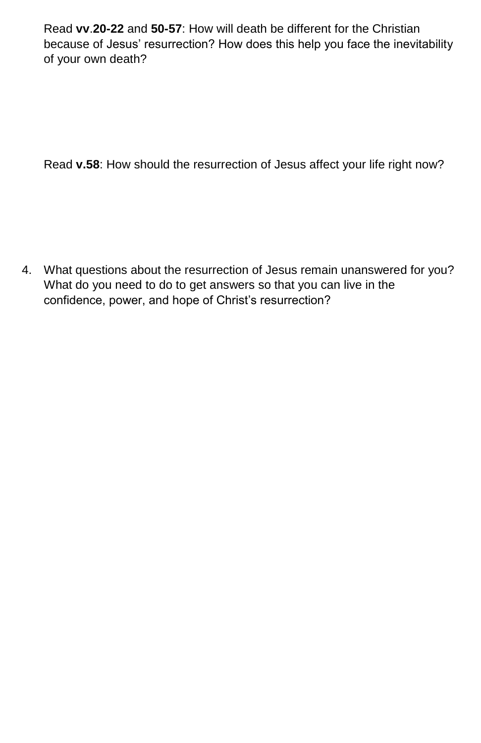Read **vv**.**20-22** and **50-57**: How will death be different for the Christian because of Jesus' resurrection? How does this help you face the inevitability of your own death?

Read **v.58**: How should the resurrection of Jesus affect your life right now?

4. What questions about the resurrection of Jesus remain unanswered for you? What do you need to do to get answers so that you can live in the confidence, power, and hope of Christ's resurrection?